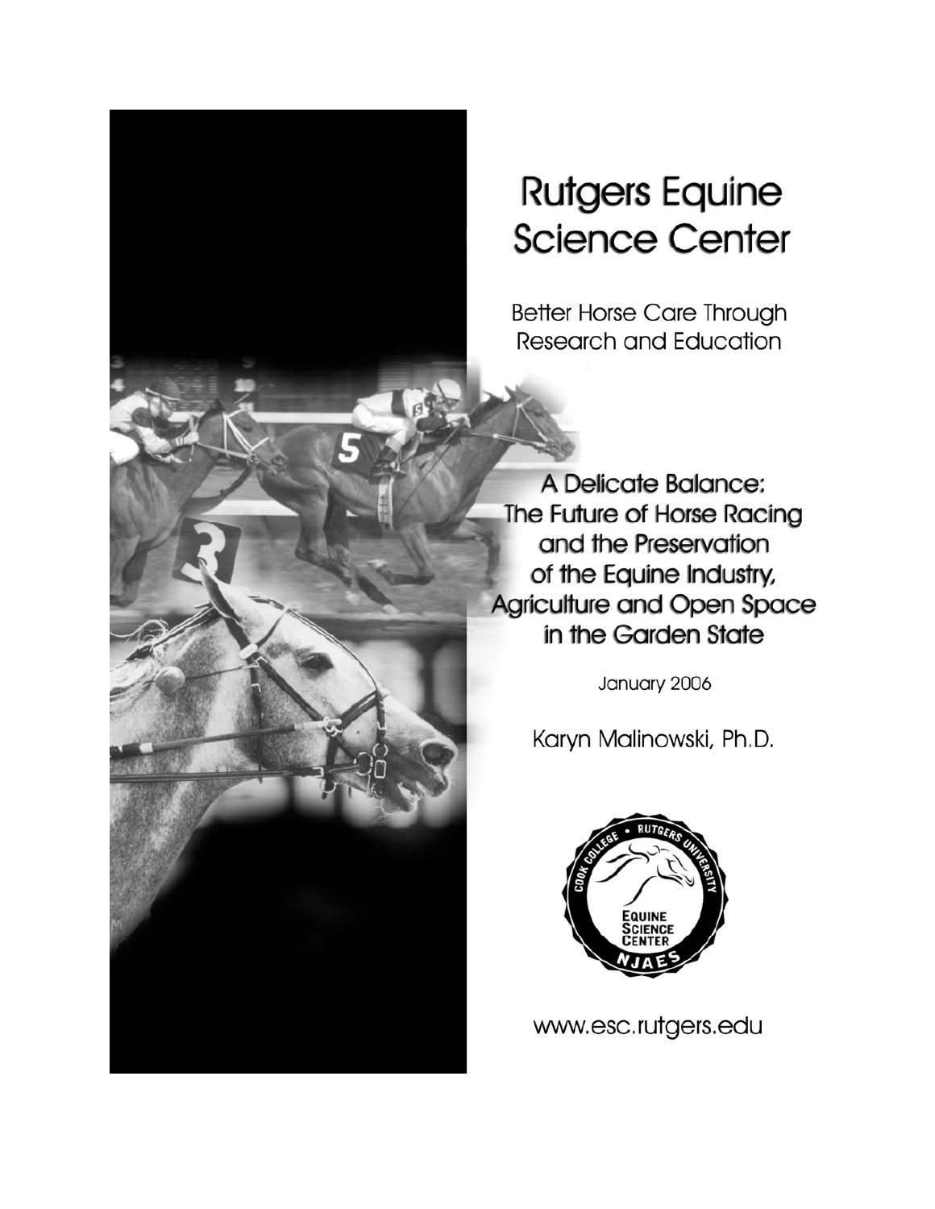# Rutgers Equine Science Center

Better Horse Care Through Research and Education

## A Delicate Balance: The Future of Horse Racing and the Preservation of the Equine Industry, Agriculture and Open Space in the Garden State

January 2006

Karyn Malinowski, Ph.D.

www.esc.rutgers.edu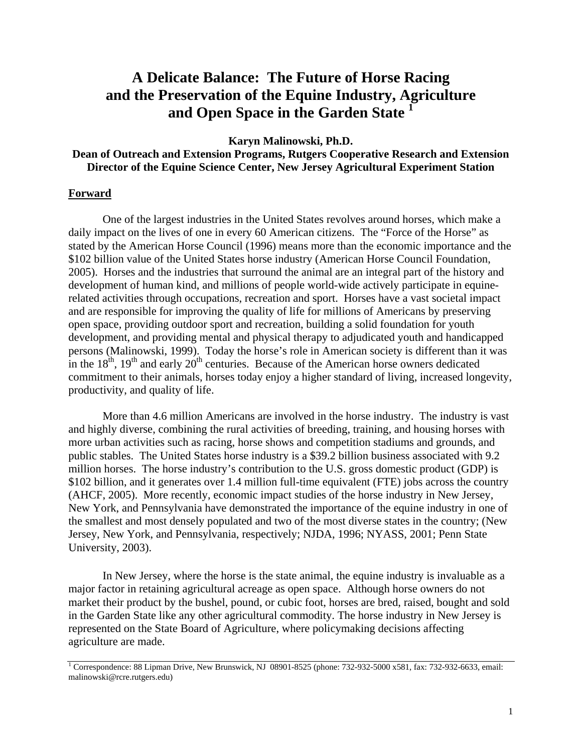# A Delicate Balance: The Future of Horse Racing and the Preservation of the Equine Industry, Agriculture and Open Space in the Garden State [1]

**Karyn Malinowski, Ph.D.**

**Dean of Outreach and Extension Programs, Rutgers Cooperative Research and Extension**
**Director of the Equine Science Center, New Jersey Agricultural Experiment Station**

## Forward

One of the largest industries in the United States revolves around horses, which make a daily impact on the lives of one in every 60 American citizens. The "Force of the Horse" as stated by the American Horse Council (1996) means more than the economic importance and the \$102 billion value of the United States horse industry (American Horse Council Foundation, 2005). Horses and the industries that surround the animal are an integral part of the history and development of human kind, and millions of people world-wide actively participate in equine-related activities through occupations, recreation and sport. Horses have a vast societal impact and are responsible for improving the quality of life for millions of Americans by preserving open space, providing outdoor sport and recreation, building a solid foundation for youth development, and providing mental and physical therapy to adjudicated youth and handicapped persons (Malinowski, 1999). Today the horse's role in American society is different than it was in the 18th, 19th and early 20th centuries. Because of the American horse owners dedicated commitment to their animals, horses today enjoy a higher standard of living, increased longevity, productivity, and quality of life.

More than 4.6 million Americans are involved in the horse industry. The industry is vast and highly diverse, combining the rural activities of breeding, training, and housing horses with more urban activities such as racing, horse shows and competition stadiums and grounds, and public stables. The United States horse industry is a \$39.2 billion business associated with 9.2 million horses. The horse industry's contribution to the U.S. gross domestic product (GDP) is \$102 billion, and it generates over 1.4 million full-time equivalent (FTE) jobs across the country (AHCF, 2005). More recently, economic impact studies of the horse industry in New Jersey, New York, and Pennsylvania have demonstrated the importance of the equine industry in one of the smallest and most densely populated and two of the most diverse states in the country; (New Jersey, New York, and Pennsylvania, respectively; NJDA, 1996; NYASS, 2001; Penn State University, 2003).

In New Jersey, where the horse is the state animal, the equine industry is invaluable as a major factor in retaining agricultural acreage as open space. Although horse owners do not market their product by the bushel, pound, or cubic foot, horses are bred, raised, bought and sold in the Garden State like any other agricultural commodity. The horse industry in New Jersey is represented on the State Board of Agriculture, where policymaking decisions affecting agriculture are made.

---

[1] Correspondence: 88 Lipman Drive, New Brunswick, NJ 08901-8525 (phone: 732-932-5000 x581, fax: 732-932-6633, email: malinowski@rcre.rutgers.edu)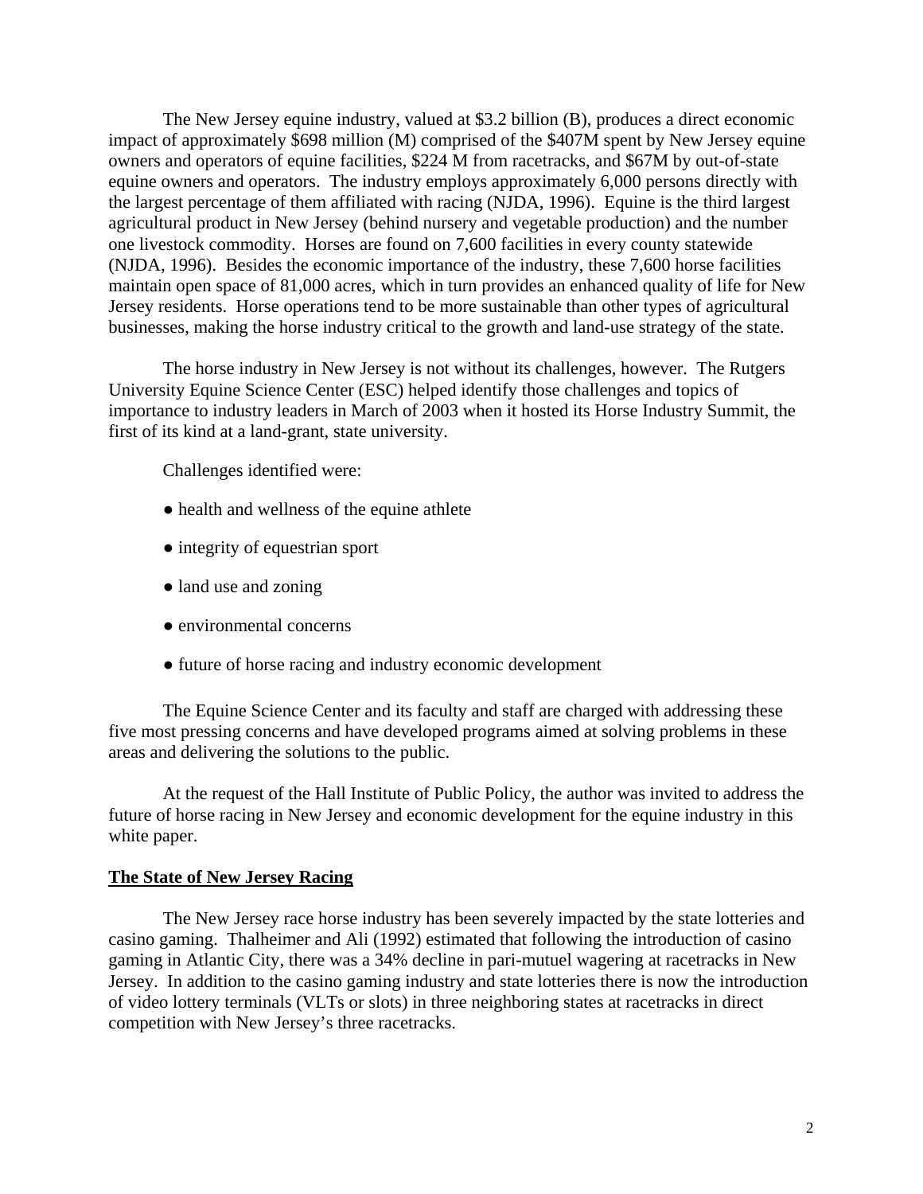The New Jersey equine industry, valued at $3.2 billion (B), produces a direct economic impact of approximately $698 million (M) comprised of the $407M spent by New Jersey equine owners and operators of equine facilities, $224 M from racetracks, and $67M by out-of-state equine owners and operators. The industry employs approximately 6,000 persons directly with the largest percentage of them affiliated with racing (NJDA, 1996). Equine is the third largest agricultural product in New Jersey (behind nursery and vegetable production) and the number one livestock commodity. Horses are found on 7,600 facilities in every county statewide (NJDA, 1996). Besides the economic importance of the industry, these 7,600 horse facilities maintain open space of 81,000 acres, which in turn provides an enhanced quality of life for New Jersey residents. Horse operations tend to be more sustainable than other types of agricultural businesses, making the horse industry critical to the growth and land-use strategy of the state.

The horse industry in New Jersey is not without its challenges, however. The Rutgers University Equine Science Center (ESC) helped identify those challenges and topics of importance to industry leaders in March of 2003 when it hosted its Horse Industry Summit, the first of its kind at a land-grant, state university.

Challenges identified were:

- health and wellness of the equine athlete
- integrity of equestrian sport
- land use and zoning
- environmental concerns
- future of horse racing and industry economic development

The Equine Science Center and its faculty and staff are charged with addressing these five most pressing concerns and have developed programs aimed at solving problems in these areas and delivering the solutions to the public.

At the request of the Hall Institute of Public Policy, the author was invited to address the future of horse racing in New Jersey and economic development for the equine industry in this white paper.

## The State of New Jersey Racing

The New Jersey race horse industry has been severely impacted by the state lotteries and casino gaming. Thalheimer and Ali (1992) estimated that following the introduction of casino gaming in Atlantic City, there was a 34% decline in pari-mutuel wagering at racetracks in New Jersey. In addition to the casino gaming industry and state lotteries there is now the introduction of video lottery terminals (VLTs or slots) in three neighboring states at racetracks in direct competition with New Jersey's three racetracks.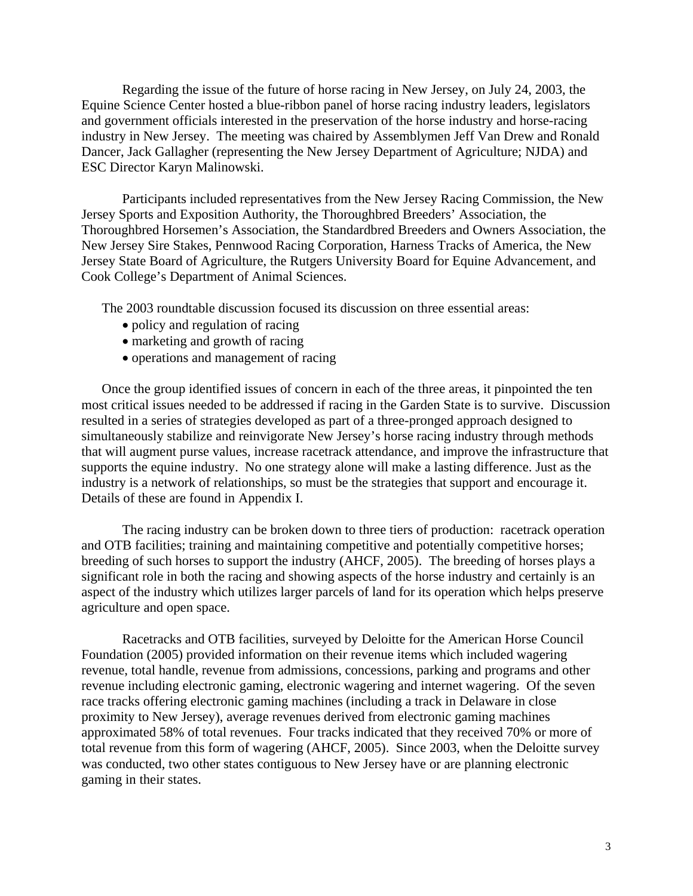Regarding the issue of the future of horse racing in New Jersey, on July 24, 2003, the Equine Science Center hosted a blue-ribbon panel of horse racing industry leaders, legislators and government officials interested in the preservation of the horse industry and horse-racing industry in New Jersey. The meeting was chaired by Assemblymen Jeff Van Drew and Ronald Dancer, Jack Gallagher (representing the New Jersey Department of Agriculture; NJDA) and ESC Director Karyn Malinowski.

Participants included representatives from the New Jersey Racing Commission, the New Jersey Sports and Exposition Authority, the Thoroughbred Breeders' Association, the Thoroughbred Horsemen's Association, the Standardbred Breeders and Owners Association, the New Jersey Sire Stakes, Pennwood Racing Corporation, Harness Tracks of America, the New Jersey State Board of Agriculture, the Rutgers University Board for Equine Advancement, and Cook College's Department of Animal Sciences.

The 2003 roundtable discussion focused its discussion on three essential areas:

- policy and regulation of racing
- marketing and growth of racing
- operations and management of racing

Once the group identified issues of concern in each of the three areas, it pinpointed the ten most critical issues needed to be addressed if racing in the Garden State is to survive. Discussion resulted in a series of strategies developed as part of a three-pronged approach designed to simultaneously stabilize and reinvigorate New Jersey's horse racing industry through methods that will augment purse values, increase racetrack attendance, and improve the infrastructure that supports the equine industry. No one strategy alone will make a lasting difference. Just as the industry is a network of relationships, so must be the strategies that support and encourage it. Details of these are found in Appendix I.

The racing industry can be broken down to three tiers of production: racetrack operation and OTB facilities; training and maintaining competitive and potentially competitive horses; breeding of such horses to support the industry (AHCF, 2005). The breeding of horses plays a significant role in both the racing and showing aspects of the horse industry and certainly is an aspect of the industry which utilizes larger parcels of land for its operation which helps preserve agriculture and open space.

Racetracks and OTB facilities, surveyed by Deloitte for the American Horse Council Foundation (2005) provided information on their revenue items which included wagering revenue, total handle, revenue from admissions, concessions, parking and programs and other revenue including electronic gaming, electronic wagering and internet wagering. Of the seven race tracks offering electronic gaming machines (including a track in Delaware in close proximity to New Jersey), average revenues derived from electronic gaming machines approximated 58% of total revenues. Four tracks indicated that they received 70% or more of total revenue from this form of wagering (AHCF, 2005). Since 2003, when the Deloitte survey was conducted, two other states contiguous to New Jersey have or are planning electronic gaming in their states.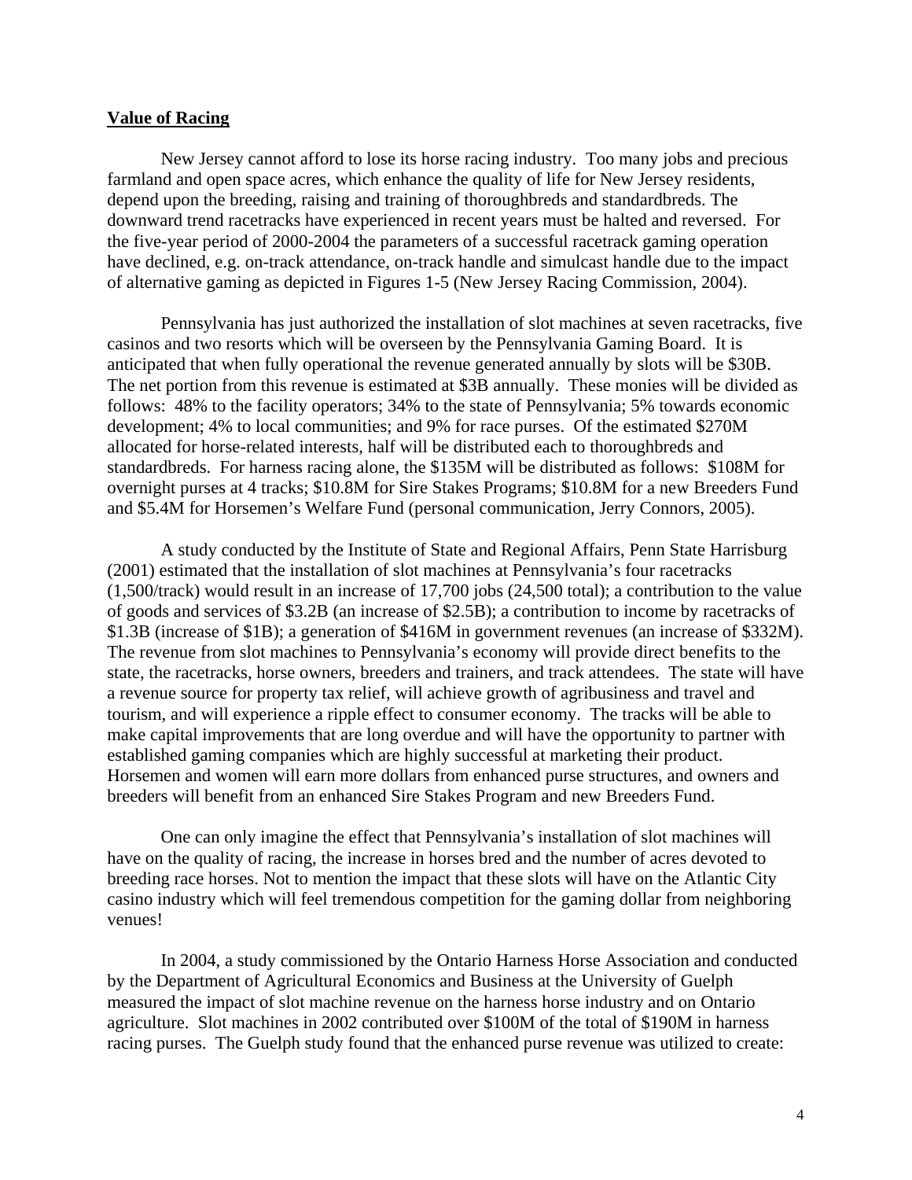## Value of Racing

New Jersey cannot afford to lose its horse racing industry. Too many jobs and precious farmland and open space acres, which enhance the quality of life for New Jersey residents, depend upon the breeding, raising and training of thoroughbreds and standardbreds. The downward trend racetracks have experienced in recent years must be halted and reversed. For the five-year period of 2000-2004 the parameters of a successful racetrack gaming operation have declined, e.g. on-track attendance, on-track handle and simulcast handle due to the impact of alternative gaming as depicted in Figures 1-5 (New Jersey Racing Commission, 2004).

Pennsylvania has just authorized the installation of slot machines at seven racetracks, five casinos and two resorts which will be overseen by the Pennsylvania Gaming Board. It is anticipated that when fully operational the revenue generated annually by slots will be $30B. The net portion from this revenue is estimated at $3B annually. These monies will be divided as follows: 48% to the facility operators; 34% to the state of Pennsylvania; 5% towards economic development; 4% to local communities; and 9% for race purses. Of the estimated $270M allocated for horse-related interests, half will be distributed each to thoroughbreds and standardbreds. For harness racing alone, the $135M will be distributed as follows: $108M for overnight purses at 4 tracks; $10.8M for Sire Stakes Programs; $10.8M for a new Breeders Fund and $5.4M for Horsemen's Welfare Fund (personal communication, Jerry Connors, 2005).

A study conducted by the Institute of State and Regional Affairs, Penn State Harrisburg (2001) estimated that the installation of slot machines at Pennsylvania's four racetracks (1,500/track) would result in an increase of 17,700 jobs (24,500 total); a contribution to the value of goods and services of $3.2B (an increase of $2.5B); a contribution to income by racetracks of $1.3B (increase of $1B); a generation of $416M in government revenues (an increase of $332M). The revenue from slot machines to Pennsylvania's economy will provide direct benefits to the state, the racetracks, horse owners, breeders and trainers, and track attendees. The state will have a revenue source for property tax relief, will achieve growth of agribusiness and travel and tourism, and will experience a ripple effect to consumer economy. The tracks will be able to make capital improvements that are long overdue and will have the opportunity to partner with established gaming companies which are highly successful at marketing their product. Horsemen and women will earn more dollars from enhanced purse structures, and owners and breeders will benefit from an enhanced Sire Stakes Program and new Breeders Fund.

One can only imagine the effect that Pennsylvania's installation of slot machines will have on the quality of racing, the increase in horses bred and the number of acres devoted to breeding race horses. Not to mention the impact that these slots will have on the Atlantic City casino industry which will feel tremendous competition for the gaming dollar from neighboring venues!

In 2004, a study commissioned by the Ontario Harness Horse Association and conducted by the Department of Agricultural Economics and Business at the University of Guelph measured the impact of slot machine revenue on the harness horse industry and on Ontario agriculture. Slot machines in 2002 contributed over $100M of the total of $190M in harness racing purses. The Guelph study found that the enhanced purse revenue was utilized to create: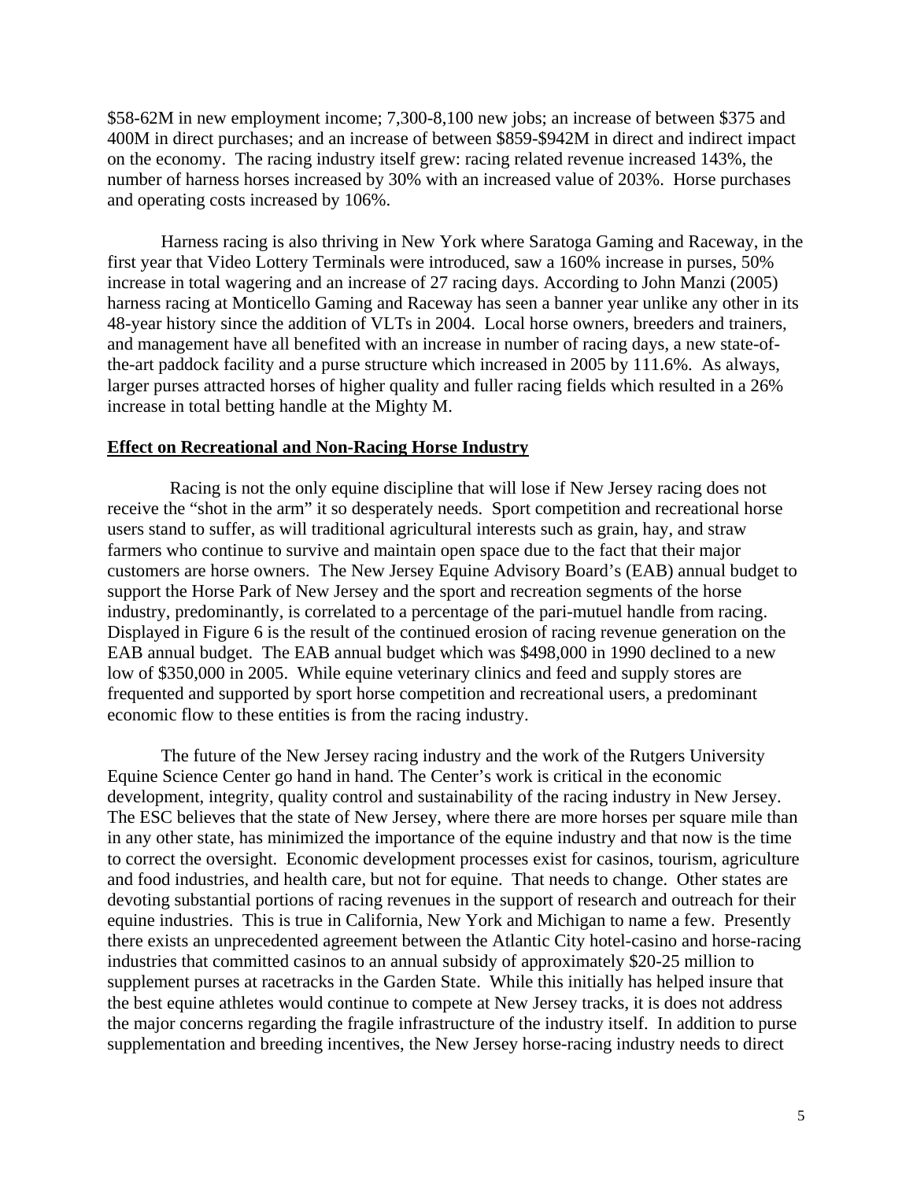$58-62M in new employment income; 7,300-8,100 new jobs; an increase of between $375 and 400M in direct purchases; and an increase of between $859-$942M in direct and indirect impact on the economy. The racing industry itself grew: racing related revenue increased 143%, the number of harness horses increased by 30% with an increased value of 203%. Horse purchases and operating costs increased by 106%.

Harness racing is also thriving in New York where Saratoga Gaming and Raceway, in the first year that Video Lottery Terminals were introduced, saw a 160% increase in purses, 50% increase in total wagering and an increase of 27 racing days. According to John Manzi (2005) harness racing at Monticello Gaming and Raceway has seen a banner year unlike any other in its 48-year history since the addition of VLTs in 2004. Local horse owners, breeders and trainers, and management have all benefited with an increase in number of racing days, a new state-of-the-art paddock facility and a purse structure which increased in 2005 by 111.6%. As always, larger purses attracted horses of higher quality and fuller racing fields which resulted in a 26% increase in total betting handle at the Mighty M.

**Effect on Recreational and Non-Racing Horse Industry**

Racing is not the only equine discipline that will lose if New Jersey racing does not receive the "shot in the arm" it so desperately needs. Sport competition and recreational horse users stand to suffer, as will traditional agricultural interests such as grain, hay, and straw farmers who continue to survive and maintain open space due to the fact that their major customers are horse owners. The New Jersey Equine Advisory Board's (EAB) annual budget to support the Horse Park of New Jersey and the sport and recreation segments of the horse industry, predominantly, is correlated to a percentage of the pari-mutuel handle from racing. Displayed in Figure 6 is the result of the continued erosion of racing revenue generation on the EAB annual budget. The EAB annual budget which was $498,000 in 1990 declined to a new low of $350,000 in 2005. While equine veterinary clinics and feed and supply stores are frequented and supported by sport horse competition and recreational users, a predominant economic flow to these entities is from the racing industry.

The future of the New Jersey racing industry and the work of the Rutgers University Equine Science Center go hand in hand. The Center's work is critical in the economic development, integrity, quality control and sustainability of the racing industry in New Jersey. The ESC believes that the state of New Jersey, where there are more horses per square mile than in any other state, has minimized the importance of the equine industry and that now is the time to correct the oversight. Economic development processes exist for casinos, tourism, agriculture and food industries, and health care, but not for equine. That needs to change. Other states are devoting substantial portions of racing revenues in the support of research and outreach for their equine industries. This is true in California, New York and Michigan to name a few. Presently there exists an unprecedented agreement between the Atlantic City hotel-casino and horse-racing industries that committed casinos to an annual subsidy of approximately $20-25 million to supplement purses at racetracks in the Garden State. While this initially has helped insure that the best equine athletes would continue to compete at New Jersey tracks, it is does not address the major concerns regarding the fragile infrastructure of the industry itself. In addition to purse supplementation and breeding incentives, the New Jersey horse-racing industry needs to direct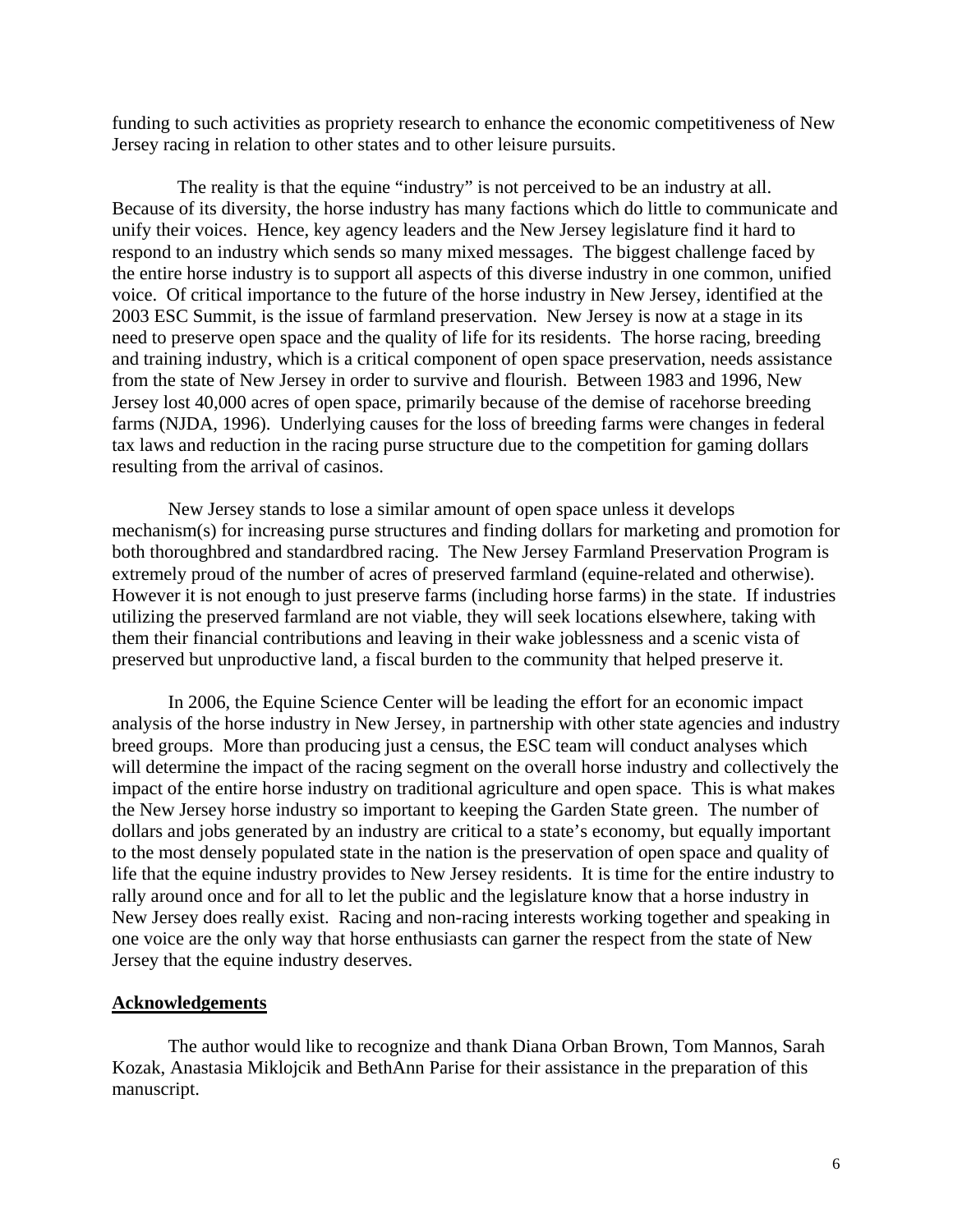funding to such activities as propriety research to enhance the economic competitiveness of New Jersey racing in relation to other states and to other leisure pursuits.

The reality is that the equine "industry" is not perceived to be an industry at all. Because of its diversity, the horse industry has many factions which do little to communicate and unify their voices. Hence, key agency leaders and the New Jersey legislature find it hard to respond to an industry which sends so many mixed messages. The biggest challenge faced by the entire horse industry is to support all aspects of this diverse industry in one common, unified voice. Of critical importance to the future of the horse industry in New Jersey, identified at the 2003 ESC Summit, is the issue of farmland preservation. New Jersey is now at a stage in its need to preserve open space and the quality of life for its residents. The horse racing, breeding and training industry, which is a critical component of open space preservation, needs assistance from the state of New Jersey in order to survive and flourish. Between 1983 and 1996, New Jersey lost 40,000 acres of open space, primarily because of the demise of racehorse breeding farms (NJDA, 1996). Underlying causes for the loss of breeding farms were changes in federal tax laws and reduction in the racing purse structure due to the competition for gaming dollars resulting from the arrival of casinos.

New Jersey stands to lose a similar amount of open space unless it develops mechanism(s) for increasing purse structures and finding dollars for marketing and promotion for both thoroughbred and standardbred racing. The New Jersey Farmland Preservation Program is extremely proud of the number of acres of preserved farmland (equine-related and otherwise). However it is not enough to just preserve farms (including horse farms) in the state. If industries utilizing the preserved farmland are not viable, they will seek locations elsewhere, taking with them their financial contributions and leaving in their wake joblessness and a scenic vista of preserved but unproductive land, a fiscal burden to the community that helped preserve it.

In 2006, the Equine Science Center will be leading the effort for an economic impact analysis of the horse industry in New Jersey, in partnership with other state agencies and industry breed groups. More than producing just a census, the ESC team will conduct analyses which will determine the impact of the racing segment on the overall horse industry and collectively the impact of the entire horse industry on traditional agriculture and open space. This is what makes the New Jersey horse industry so important to keeping the Garden State green. The number of dollars and jobs generated by an industry are critical to a state's economy, but equally important to the most densely populated state in the nation is the preservation of open space and quality of life that the equine industry provides to New Jersey residents. It is time for the entire industry to rally around once and for all to let the public and the legislature know that a horse industry in New Jersey does really exist. Racing and non-racing interests working together and speaking in one voice are the only way that horse enthusiasts can garner the respect from the state of New Jersey that the equine industry deserves.

## Acknowledgements

The author would like to recognize and thank Diana Orban Brown, Tom Mannos, Sarah Kozak, Anastasia Miklojcik and BethAnn Parise for their assistance in the preparation of this manuscript.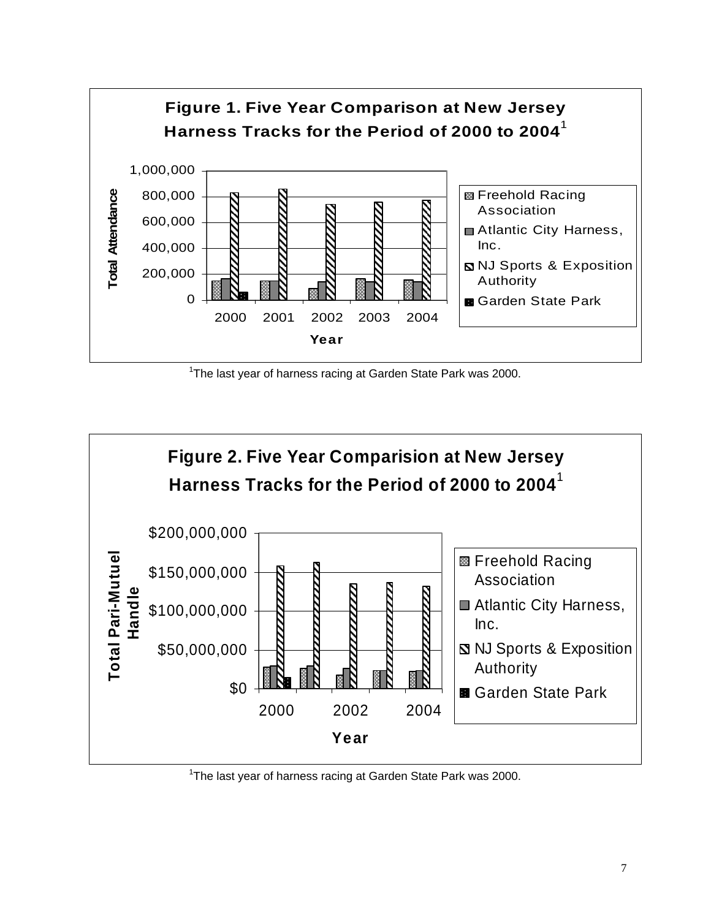**Figure 1. Five Year Comparison at New Jersey Harness Tracks for the Period of 2000 to 2004**[1]

Total Attendance

1,000,000
800,000
600,000
400,000
200,000
0

2000 2001 2002 2003 2004

Year

- Freehold Racing Association
- Atlantic City Harness, Inc.
- NJ Sports & Exposition Authority
- Garden State Park

[1]The last year of harness racing at Garden State Park was 2000.

**Figure 2. Five Year Comparision at New Jersey Harness Tracks for the Period of 2000 to 2004**[1]

Total Pari-Mutuel Handle

$200,000,000
$150,000,000
$100,000,000
$50,000,000
$0

2000 2002 2004

Year

- Freehold Racing Association
- Atlantic City Harness, Inc.
- NJ Sports & Exposition Authority
- Garden State Park

[1]The last year of harness racing at Garden State Park was 2000.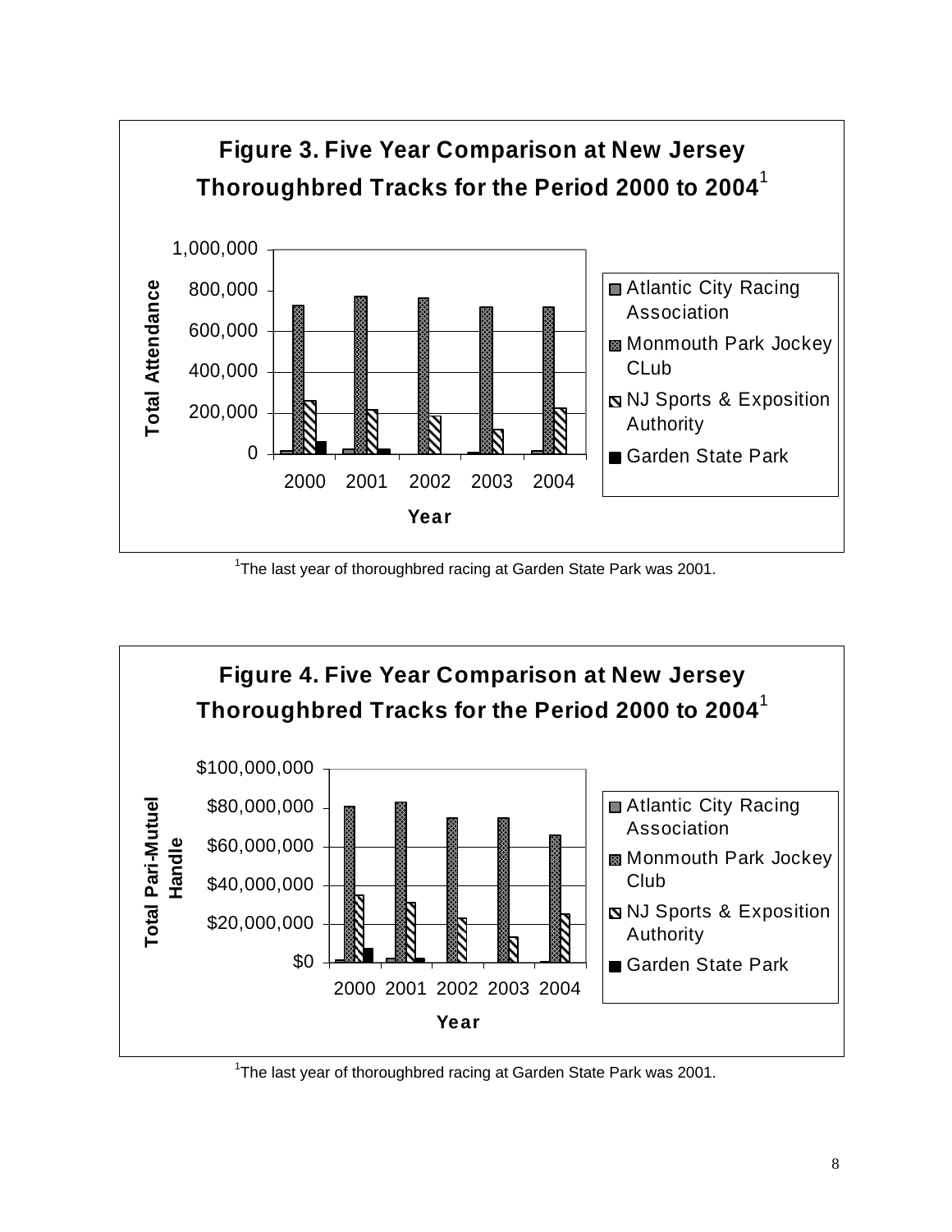**Figure 3. Five Year Comparison at New Jersey Thoroughbred Tracks for the Period 2000 to 2004**[1]

Total Attendance

1,000,000
800,000
600,000
400,000
200,000
0

2000 2001 2002 2003 2004

Year

- Atlantic City Racing Association
- Monmouth Park Jockey CLub
- NJ Sports & Exposition Authority
- Garden State Park

[1]The last year of thoroughbred racing at Garden State Park was 2001.

**Figure 4. Five Year Comparison at New Jersey Thoroughbred Tracks for the Period 2000 to 2004**[1]

Total Pari-Mutuel Handle

$100,000,000
$80,000,000
$60,000,000
$40,000,000
$20,000,000
$0

2000 2001 2002 2003 2004

Year

- Atlantic City Racing Association
- Monmouth Park Jockey Club
- NJ Sports & Exposition Authority
- Garden State Park

[1]The last year of thoroughbred racing at Garden State Park was 2001.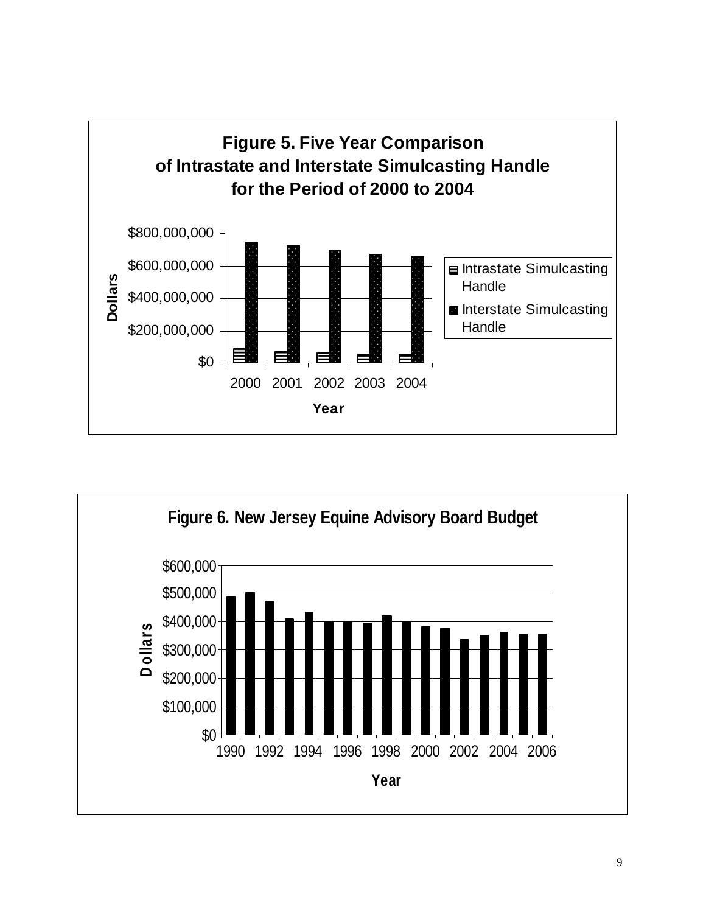**Figure 5. Five Year Comparison of Intrastate and Interstate Simulcasting Handle for the Period of 2000 to 2004**

**Figure 6. New Jersey Equine Advisory Board Budget**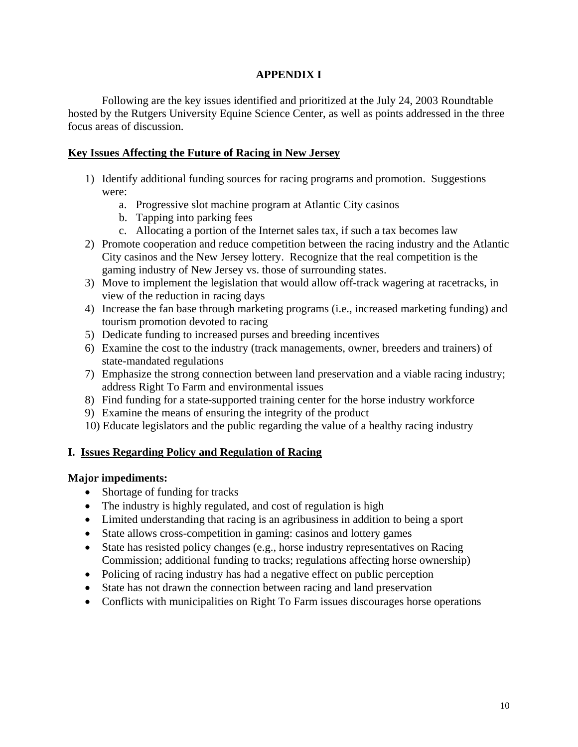## APPENDIX I

Following are the key issues identified and prioritized at the July 24, 2003 Roundtable hosted by the Rutgers University Equine Science Center, as well as points addressed in the three focus areas of discussion.

### Key Issues Affecting the Future of Racing in New Jersey

1) Identify additional funding sources for racing programs and promotion. Suggestions were:
    a. Progressive slot machine program at Atlantic City casinos
    b. Tapping into parking fees
    c. Allocating a portion of the Internet sales tax, if such a tax becomes law
2) Promote cooperation and reduce competition between the racing industry and the Atlantic City casinos and the New Jersey lottery. Recognize that the real competition is the gaming industry of New Jersey vs. those of surrounding states.
3) Move to implement the legislation that would allow off-track wagering at racetracks, in view of the reduction in racing days
4) Increase the fan base through marketing programs (i.e., increased marketing funding) and tourism promotion devoted to racing
5) Dedicate funding to increased purses and breeding incentives
6) Examine the cost to the industry (track managements, owner, breeders and trainers) of state-mandated regulations
7) Emphasize the strong connection between land preservation and a viable racing industry; address Right To Farm and environmental issues
8) Find funding for a state-supported training center for the horse industry workforce
9) Examine the means of ensuring the integrity of the product
10) Educate legislators and the public regarding the value of a healthy racing industry

### I. Issues Regarding Policy and Regulation of Racing

**Major impediments:**

- Shortage of funding for tracks
- The industry is highly regulated, and cost of regulation is high
- Limited understanding that racing is an agribusiness in addition to being a sport
- State allows cross-competition in gaming: casinos and lottery games
- State has resisted policy changes (e.g., horse industry representatives on Racing Commission; additional funding to tracks; regulations affecting horse ownership)
- Policing of racing industry has had a negative effect on public perception
- State has not drawn the connection between racing and land preservation
- Conflicts with municipalities on Right To Farm issues discourages horse operations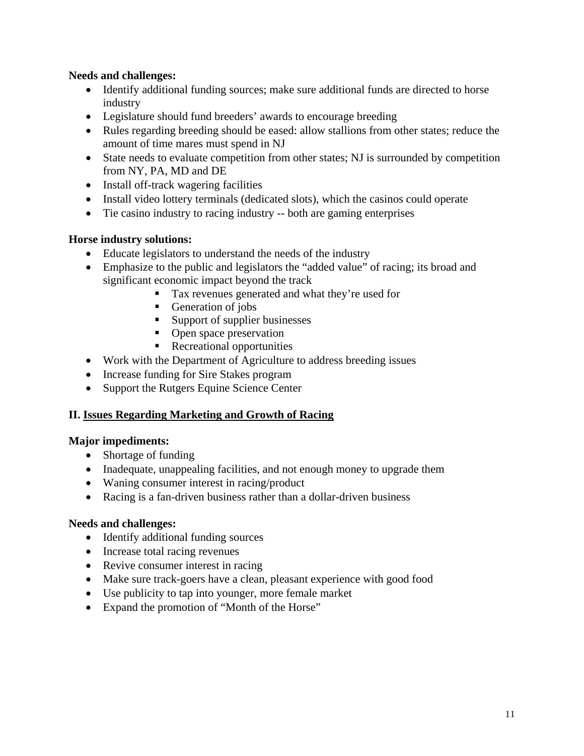**Needs and challenges:**

- Identify additional funding sources; make sure additional funds are directed to horse industry
- Legislature should fund breeders' awards to encourage breeding
- Rules regarding breeding should be eased: allow stallions from other states; reduce the amount of time mares must spend in NJ
- State needs to evaluate competition from other states; NJ is surrounded by competition from NY, PA, MD and DE
- Install off-track wagering facilities
- Install video lottery terminals (dedicated slots), which the casinos could operate
- Tie casino industry to racing industry -- both are gaming enterprises

**Horse industry solutions:**

- Educate legislators to understand the needs of the industry
- Emphasize to the public and legislators the "added value" of racing; its broad and significant economic impact beyond the track
  - Tax revenues generated and what they're used for
  - Generation of jobs
  - Support of supplier businesses
  - Open space preservation
  - Recreational opportunities
- Work with the Department of Agriculture to address breeding issues
- Increase funding for Sire Stakes program
- Support the Rutgers Equine Science Center

**II. <u>Issues Regarding Marketing and Growth of Racing</u>**

**Major impediments:**

- Shortage of funding
- Inadequate, unappealing facilities, and not enough money to upgrade them
- Waning consumer interest in racing/product
- Racing is a fan-driven business rather than a dollar-driven business

**Needs and challenges:**

- Identify additional funding sources
- Increase total racing revenues
- Revive consumer interest in racing
- Make sure track-goers have a clean, pleasant experience with good food
- Use publicity to tap into younger, more female market
- Expand the promotion of "Month of the Horse"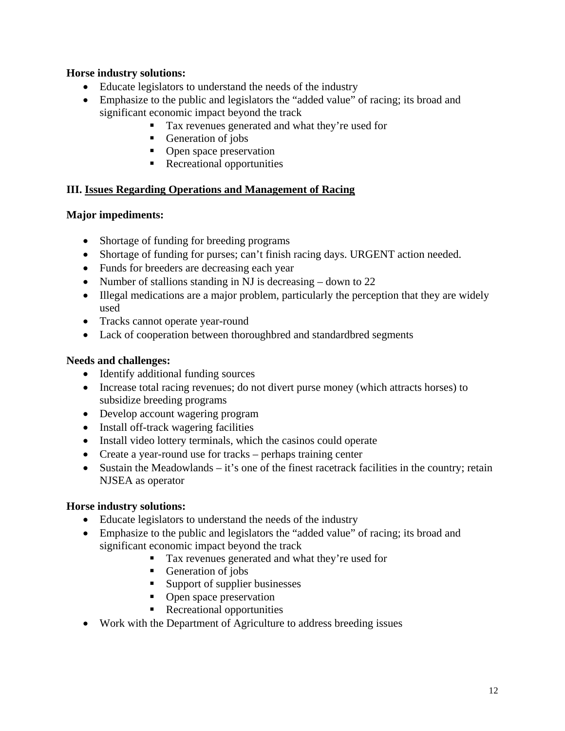**Horse industry solutions:**

- Educate legislators to understand the needs of the industry
- Emphasize to the public and legislators the "added value" of racing; its broad and significant economic impact beyond the track
    - Tax revenues generated and what they're used for
    - Generation of jobs
    - Open space preservation
    - Recreational opportunities

## III. Issues Regarding Operations and Management of Racing

**Major impediments:**

- Shortage of funding for breeding programs
- Shortage of funding for purses; can't finish racing days. URGENT action needed.
- Funds for breeders are decreasing each year
- Number of stallions standing in NJ is decreasing – down to 22
- Illegal medications are a major problem, particularly the perception that they are widely used
- Tracks cannot operate year-round
- Lack of cooperation between thoroughbred and standardbred segments

**Needs and challenges:**

- Identify additional funding sources
- Increase total racing revenues; do not divert purse money (which attracts horses) to subsidize breeding programs
- Develop account wagering program
- Install off-track wagering facilities
- Install video lottery terminals, which the casinos could operate
- Create a year-round use for tracks – perhaps training center
- Sustain the Meadowlands – it's one of the finest racetrack facilities in the country; retain NJSEA as operator

**Horse industry solutions:**

- Educate legislators to understand the needs of the industry
- Emphasize to the public and legislators the "added value" of racing; its broad and significant economic impact beyond the track
    - Tax revenues generated and what they're used for
    - Generation of jobs
    - Support of supplier businesses
    - Open space preservation
    - Recreational opportunities
- Work with the Department of Agriculture to address breeding issues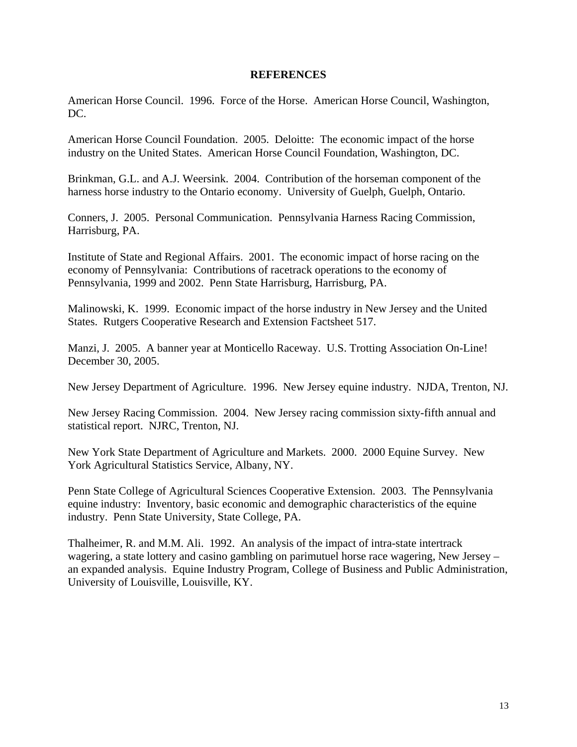## REFERENCES

American Horse Council. 1996. Force of the Horse. American Horse Council, Washington, DC.

American Horse Council Foundation. 2005. Deloitte: The economic impact of the horse industry on the United States. American Horse Council Foundation, Washington, DC.

Brinkman, G.L. and A.J. Weersink. 2004. Contribution of the horseman component of the harness horse industry to the Ontario economy. University of Guelph, Guelph, Ontario.

Conners, J. 2005. Personal Communication. Pennsylvania Harness Racing Commission, Harrisburg, PA.

Institute of State and Regional Affairs. 2001. The economic impact of horse racing on the economy of Pennsylvania: Contributions of racetrack operations to the economy of Pennsylvania, 1999 and 2002. Penn State Harrisburg, Harrisburg, PA.

Malinowski, K. 1999. Economic impact of the horse industry in New Jersey and the United States. Rutgers Cooperative Research and Extension Factsheet 517.

Manzi, J. 2005. A banner year at Monticello Raceway. U.S. Trotting Association On-Line! December 30, 2005.

New Jersey Department of Agriculture. 1996. New Jersey equine industry. NJDA, Trenton, NJ.

New Jersey Racing Commission. 2004. New Jersey racing commission sixty-fifth annual and statistical report. NJRC, Trenton, NJ.

New York State Department of Agriculture and Markets. 2000. 2000 Equine Survey. New York Agricultural Statistics Service, Albany, NY.

Penn State College of Agricultural Sciences Cooperative Extension. 2003. The Pennsylvania equine industry: Inventory, basic economic and demographic characteristics of the equine industry. Penn State University, State College, PA.

Thalheimer, R. and M.M. Ali. 1992. An analysis of the impact of intra-state intertrack wagering, a state lottery and casino gambling on parimutuel horse race wagering, New Jersey – an expanded analysis. Equine Industry Program, College of Business and Public Administration, University of Louisville, Louisville, KY.